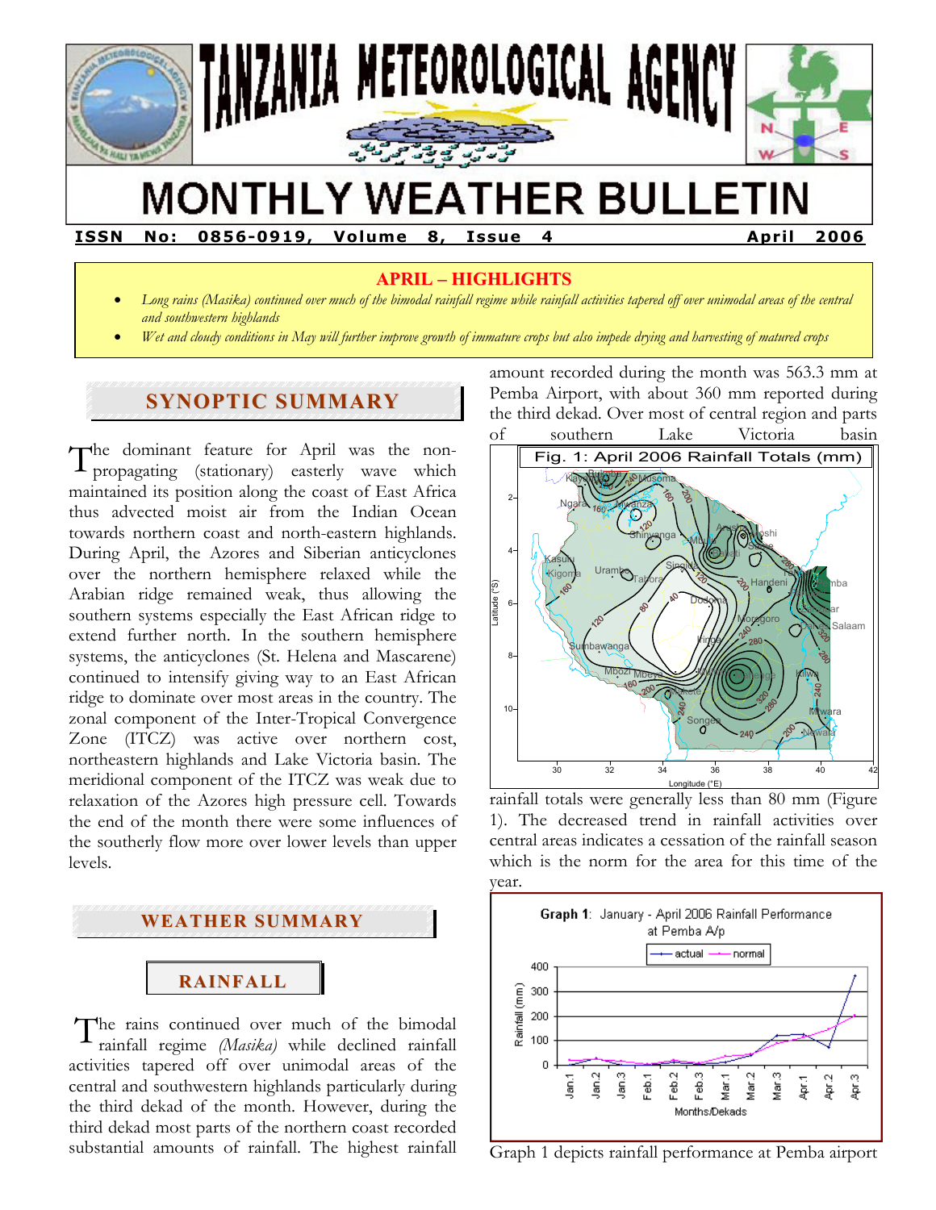# TANZANIA METEOROLOGICAL AGENCY

# MONTHLY WEATHER BULLETIN

**ISSN No: 0856-0919, Volume 8, Issue 4** **April 2006**

## APRIL – HIGHLIGHTS

- *Long rains (Masika) continued over much of the bimodal rainfall regime while rainfall activities tapered off over unimodal areas of the central and southwestern highlands*
- *Wet and cloudy conditions in May will further improve growth of immature crops but also impede drying and harvesting of matured crops*

## SYNOPTIC SUMMARY

The dominant feature for April was the non-propagating (stationary) easterly wave which maintained its position along the coast of East Africa thus advected moist air from the Indian Ocean towards northern coast and north-eastern highlands. During April, the Azores and Siberian anticyclones over the northern hemisphere relaxed while the Arabian ridge remained weak, thus allowing the southern systems especially the East African ridge to extend further north. In the southern hemisphere systems, the anticyclones (St. Helena and Mascarene) continued to intensify giving way to an East African ridge to dominate over most areas in the country. The zonal component of the Inter-Tropical Convergence Zone (ITCZ) was active over northern cost, northeastern highlands and Lake Victoria basin. The meridional component of the ITCZ was weak due to relaxation of the Azores high pressure cell. Towards the end of the month there were some influences of the southerly flow more over lower levels than upper levels.

## WEATHER SUMMARY

### RAINFALL

The rains continued over much of the bimodal rainfall regime *(Masika)* while declined rainfall activities tapered off over unimodal areas of the central and southwestern highlands particularly during the third dekad of the month. However, during the third dekad most parts of the northern coast recorded substantial amounts of rainfall. The highest rainfall amount recorded during the month was 563.3 mm at Pemba Airport, with about 360 mm reported during the third dekad. Over most of central region and parts of southern Lake Victoria basin

Fig. 1: April 2006 Rainfall Totals (mm)

rainfall totals were generally less than 80 mm (Figure 1). The decreased trend in rainfall activities over central areas indicates a cessation of the rainfall season which is the norm for the area for this time of the year.

**Graph 1**: January - April 2006 Rainfall Performance at Pemba A/p

Graph 1 depicts rainfall performance at Pemba airport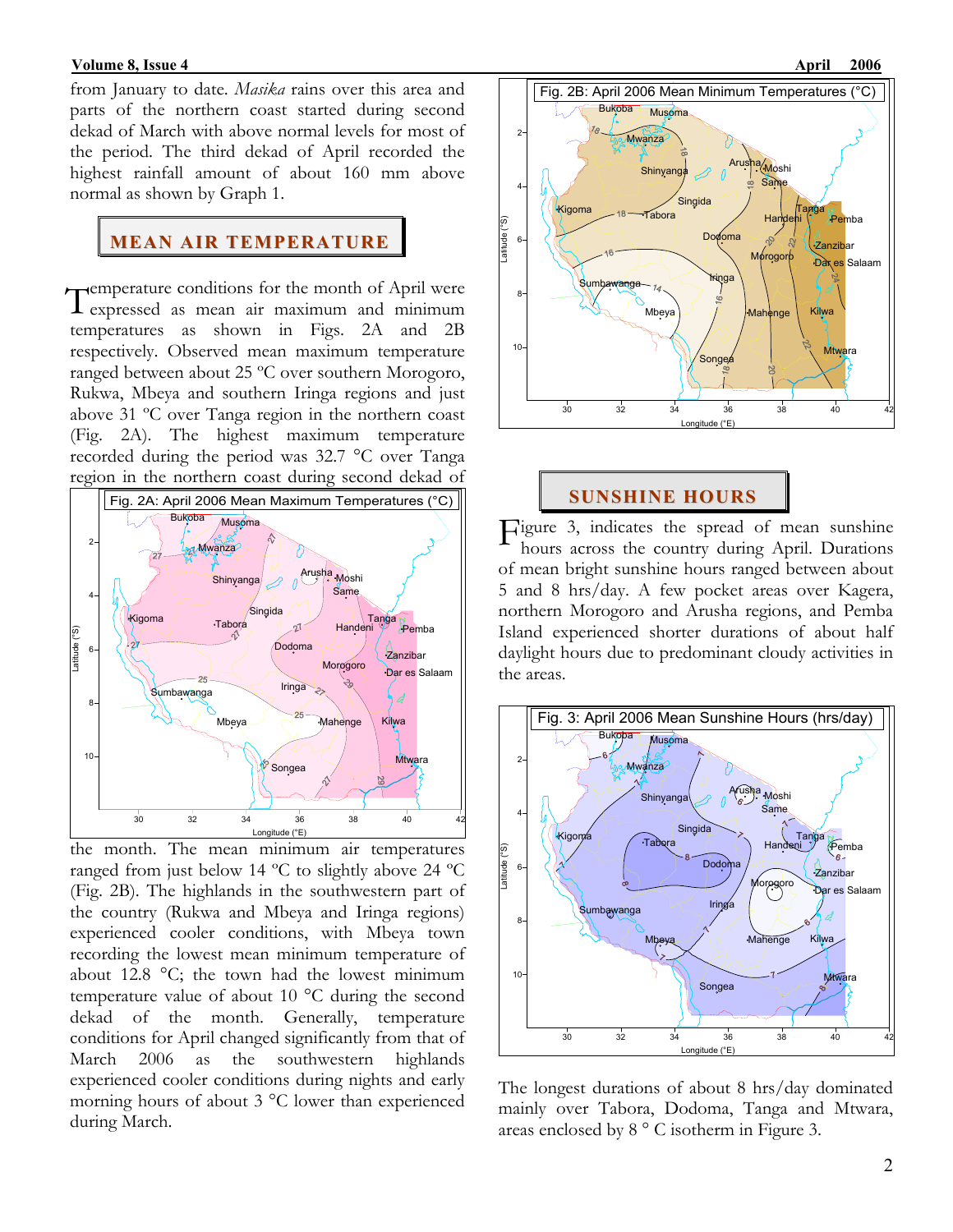from January to date. *Masika* rains over this area and parts of the northern coast started during second dekad of March with above normal levels for most of the period. The third dekad of April recorded the highest rainfall amount of about 160 mm above normal as shown by Graph 1.

## MEAN AIR TEMPERATURE

Temperature conditions for the month of April were expressed as mean air maximum and minimum temperatures as shown in Figs. 2A and 2B respectively. Observed mean maximum temperature ranged between about 25 ºC over southern Morogoro, Rukwa, Mbeya and southern Iringa regions and just above 31 ºC over Tanga region in the northern coast (Fig. 2A). The highest maximum temperature recorded during the period was 32.7 °C over Tanga region in the northern coast during second dekad of the month. The mean minimum air temperatures ranged from just below 14 ºC to slightly above 24 ºC (Fig. 2B). The highlands in the southwestern part of the country (Rukwa and Mbeya and Iringa regions) experienced cooler conditions, with Mbeya town recording the lowest mean minimum temperature of about 12.8 °C; the town had the lowest minimum temperature value of about 10 °C during the second dekad of the month. Generally, temperature conditions for April changed significantly from that of March 2006 as the southwestern highlands experienced cooler conditions during nights and early morning hours of about 3 °C lower than experienced during March.

Fig. 2A: April 2006 Mean Maximum Temperatures (°C)

Fig. 2B: April 2006 Mean Minimum Temperatures (°C)

## SUNSHINE HOURS

Figure 3, indicates the spread of mean sunshine hours across the country during April. Durations of mean bright sunshine hours ranged between about 5 and 8 hrs/day. A few pocket areas over Kagera, northern Morogoro and Arusha regions, and Pemba Island experienced shorter durations of about half daylight hours due to predominant cloudy activities in the areas.

Fig. 3: April 2006 Mean Sunshine Hours (hrs/day)

The longest durations of about 8 hrs/day dominated mainly over Tabora, Dodoma, Tanga and Mtwara, areas enclosed by 8 ° C isotherm in Figure 3.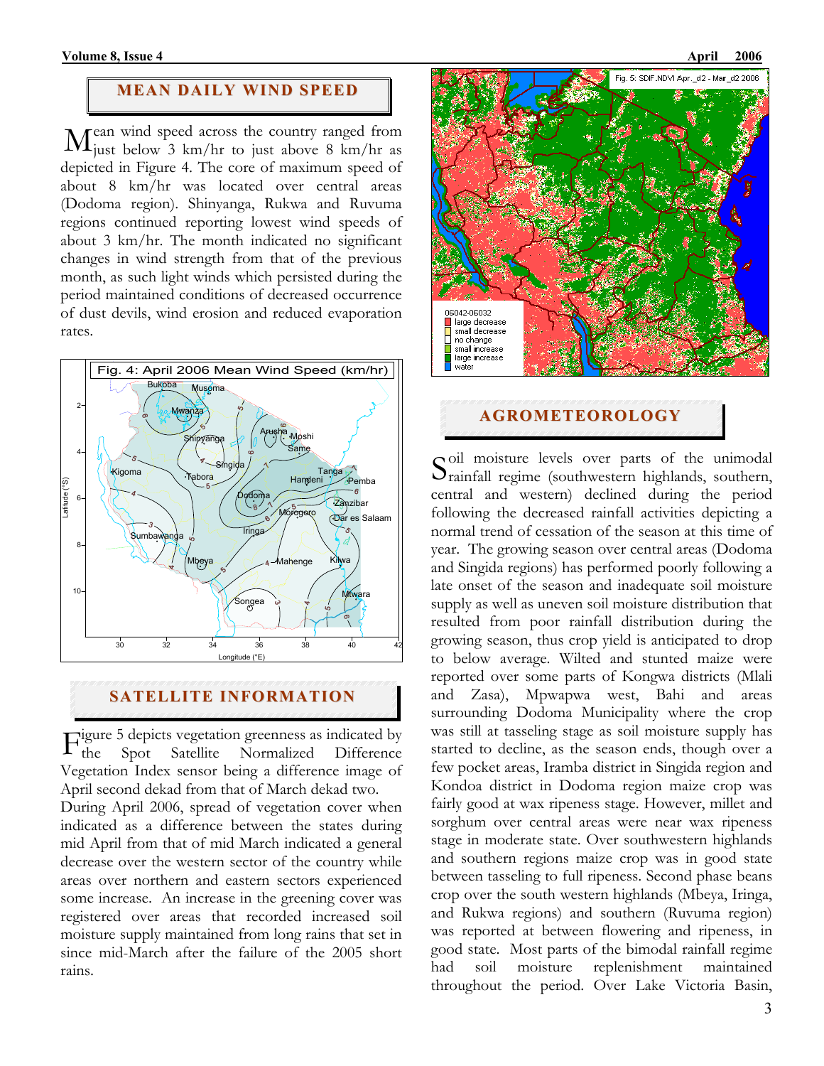## MEAN DAILY WIND SPEED

Mean wind speed across the country ranged from just below 3 km/hr to just above 8 km/hr as depicted in Figure 4. The core of maximum speed of about 8 km/hr was located over central areas (Dodoma region). Shinyanga, Rukwa and Ruvuma regions continued reporting lowest wind speeds of about 3 km/hr. The month indicated no significant changes in wind strength from that of the previous month, as such light winds which persisted during the period maintained conditions of decreased occurrence of dust devils, wind erosion and reduced evaporation rates.

Fig. 4: April 2006 Mean Wind Speed (km/hr)

## SATELLITE INFORMATION

Figure 5 depicts vegetation greenness as indicated by the Spot Satellite Normalized Difference Vegetation Index sensor being a difference image of April second dekad from that of March dekad two.

During April 2006, spread of vegetation cover when indicated as a difference between the states during mid April from that of mid March indicated a general decrease over the western sector of the country while areas over northern and eastern sectors experienced some increase. An increase in the greening cover was registered over areas that recorded increased soil moisture supply maintained from long rains that set in since mid-March after the failure of the 2005 short rains.

Fig. 5: SDIF.NDVI Apr._d2 - Mar_d2 2006

## AGROMETEOROLOGY

Soil moisture levels over parts of the unimodal rainfall regime (southwestern highlands, southern, central and western) declined during the period following the decreased rainfall activities depicting a normal trend of cessation of the season at this time of year. The growing season over central areas (Dodoma and Singida regions) has performed poorly following a late onset of the season and inadequate soil moisture supply as well as uneven soil moisture distribution that resulted from poor rainfall distribution during the growing season, thus crop yield is anticipated to drop to below average. Wilted and stunted maize were reported over some parts of Kongwa districts (Mlali and Zasa), Mpwapwa west, Bahi and areas surrounding Dodoma Municipality where the crop was still at tasseling stage as soil moisture supply has started to decline, as the season ends, though over a few pocket areas, Iramba district in Singida region and Kondoa district in Dodoma region maize crop was fairly good at wax ripeness stage. However, millet and sorghum over central areas were near wax ripeness stage in moderate state. Over southwestern highlands and southern regions maize crop was in good state between tasseling to full ripeness. Second phase beans crop over the south western highlands (Mbeya, Iringa, and Rukwa regions) and southern (Ruvuma region) was reported at between flowering and ripeness, in good state. Most parts of the bimodal rainfall regime had soil moisture replenishment maintained throughout the period. Over Lake Victoria Basin,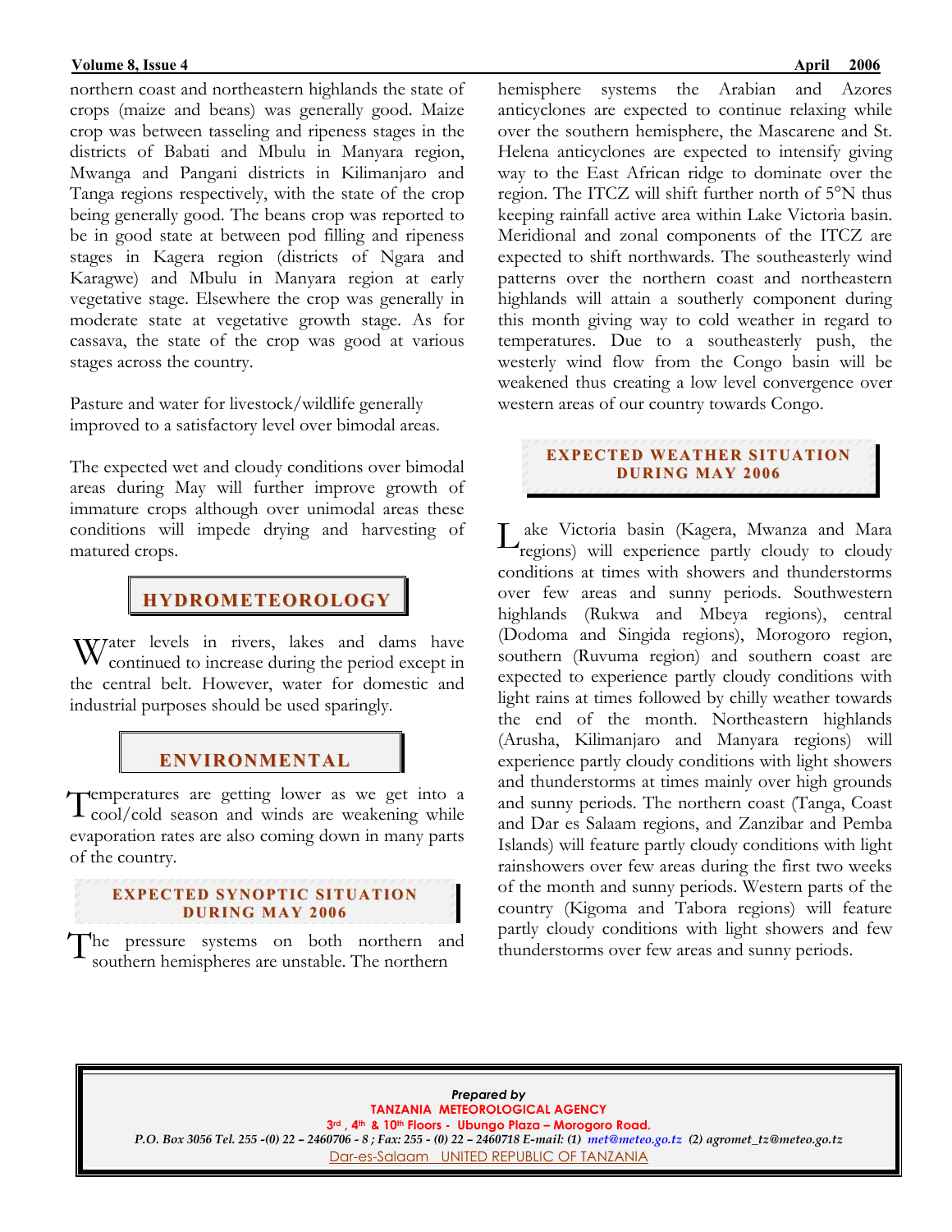northern coast and northeastern highlands the state of crops (maize and beans) was generally good. Maize crop was between tasseling and ripeness stages in the districts of Babati and Mbulu in Manyara region, Mwanga and Pangani districts in Kilimanjaro and Tanga regions respectively, with the state of the crop being generally good. The beans crop was reported to be in good state at between pod filling and ripeness stages in Kagera region (districts of Ngara and Karagwe) and Mbulu in Manyara region at early vegetative stage. Elsewhere the crop was generally in moderate state at vegetative growth stage. As for cassava, the state of the crop was good at various stages across the country.

Pasture and water for livestock/wildlife generally improved to a satisfactory level over bimodal areas.

The expected wet and cloudy conditions over bimodal areas during May will further improve growth of immature crops although over unimodal areas these conditions will impede drying and harvesting of matured crops.

## HYDROMETEOROLOGY

Water levels in rivers, lakes and dams have continued to increase during the period except in the central belt. However, water for domestic and industrial purposes should be used sparingly.

## ENVIRONMENTAL

Temperatures are getting lower as we get into a cool/cold season and winds are weakening while evaporation rates are also coming down in many parts of the country.

## EXPECTED SYNOPTIC SITUATION DURING MAY 2006

The pressure systems on both northern and southern hemispheres are unstable. The northern hemisphere systems the Arabian and Azores anticyclones are expected to continue relaxing while over the southern hemisphere, the Mascarene and St. Helena anticyclones are expected to intensify giving way to the East African ridge to dominate over the region. The ITCZ will shift further north of 5°N thus keeping rainfall active area within Lake Victoria basin. Meridional and zonal components of the ITCZ are expected to shift northwards. The southeasterly wind patterns over the northern coast and northeastern highlands will attain a southerly component during this month giving way to cold weather in regard to temperatures. Due to a southeasterly push, the westerly wind flow from the Congo basin will be weakened thus creating a low level convergence over western areas of our country towards Congo.

## EXPECTED WEATHER SITUATION DURING MAY 2006

Lake Victoria basin (Kagera, Mwanza and Mara regions) will experience partly cloudy to cloudy conditions at times with showers and thunderstorms over few areas and sunny periods. Southwestern highlands (Rukwa and Mbeya regions), central (Dodoma and Singida regions), Morogoro region, southern (Ruvuma region) and southern coast are expected to experience partly cloudy conditions with light rains at times followed by chilly weather towards the end of the month. Northeastern highlands (Arusha, Kilimanjaro and Manyara regions) will experience partly cloudy conditions with light showers and thunderstorms at times mainly over high grounds and sunny periods. The northern coast (Tanga, Coast and Dar es Salaam regions, and Zanzibar and Pemba Islands) will feature partly cloudy conditions with light rainshowers over few areas during the first two weeks of the month and sunny periods. Western parts of the country (Kigoma and Tabora regions) will feature partly cloudy conditions with light showers and few thunderstorms over few areas and sunny periods.

*Prepared by*
**TANZANIA METEOROLOGICAL AGENCY**
**3rd , 4th & 10th Floors - Ubungo Plaza – Morogoro Road.**
*P.O. Box 3056 Tel. 255 -(0) 22 – 2460706 - 8 ; Fax: 255 - (0) 22 – 2460718 E-mail: (1) met@meteo.go.tz (2) agromet_tz@meteo.go.tz*
Dar-es-Salaam UNITED REPUBLIC OF TANZANIA